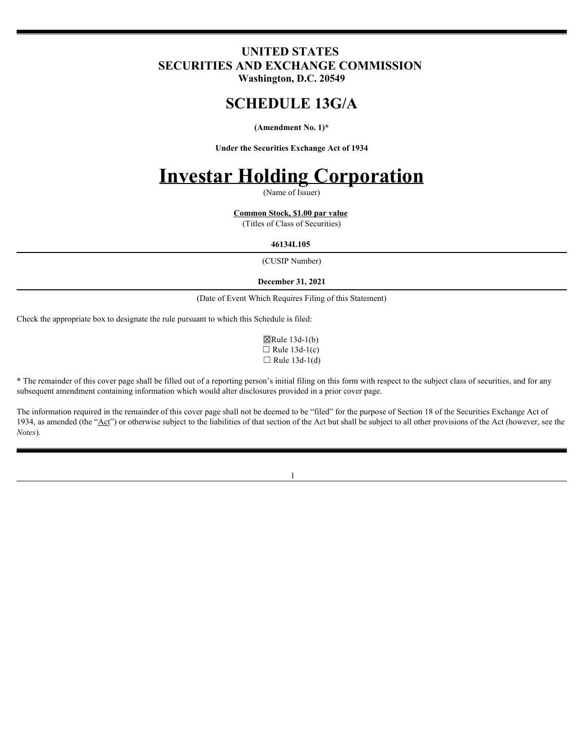# UNITED STATES
# SECURITIES AND EXCHANGE COMMISSION
**Washington, D.C. 20549**

# SCHEDULE 13G/A

**(Amendment No. 1)***

**Under the Securities Exchange Act of 1934**

# Investar Holding Corporation

(Name of Issuer)

**Common Stock, $1.00 par value**

(Titles of Class of Securities)

**46134L105**

(CUSIP Number)

**December 31, 2021**

(Date of Event Which Requires Filing of this Statement)

Check the appropriate box to designate the rule pursuant to which this Schedule is filed:

☒ Rule 13d-1(b)
☐ Rule 13d-1(c)
☐ Rule 13d-1(d)

* The remainder of this cover page shall be filled out of a reporting person's initial filing on this form with respect to the subject class of securities, and for any subsequent amendment containing information which would alter disclosures provided in a prior cover page.

The information required in the remainder of this cover page shall not be deemed to be "filed" for the purpose of Section 18 of the Securities Exchange Act of 1934, as amended (the "Act") or otherwise subject to the liabilities of that section of the Act but shall be subject to all other provisions of the Act (however, see the *Notes*).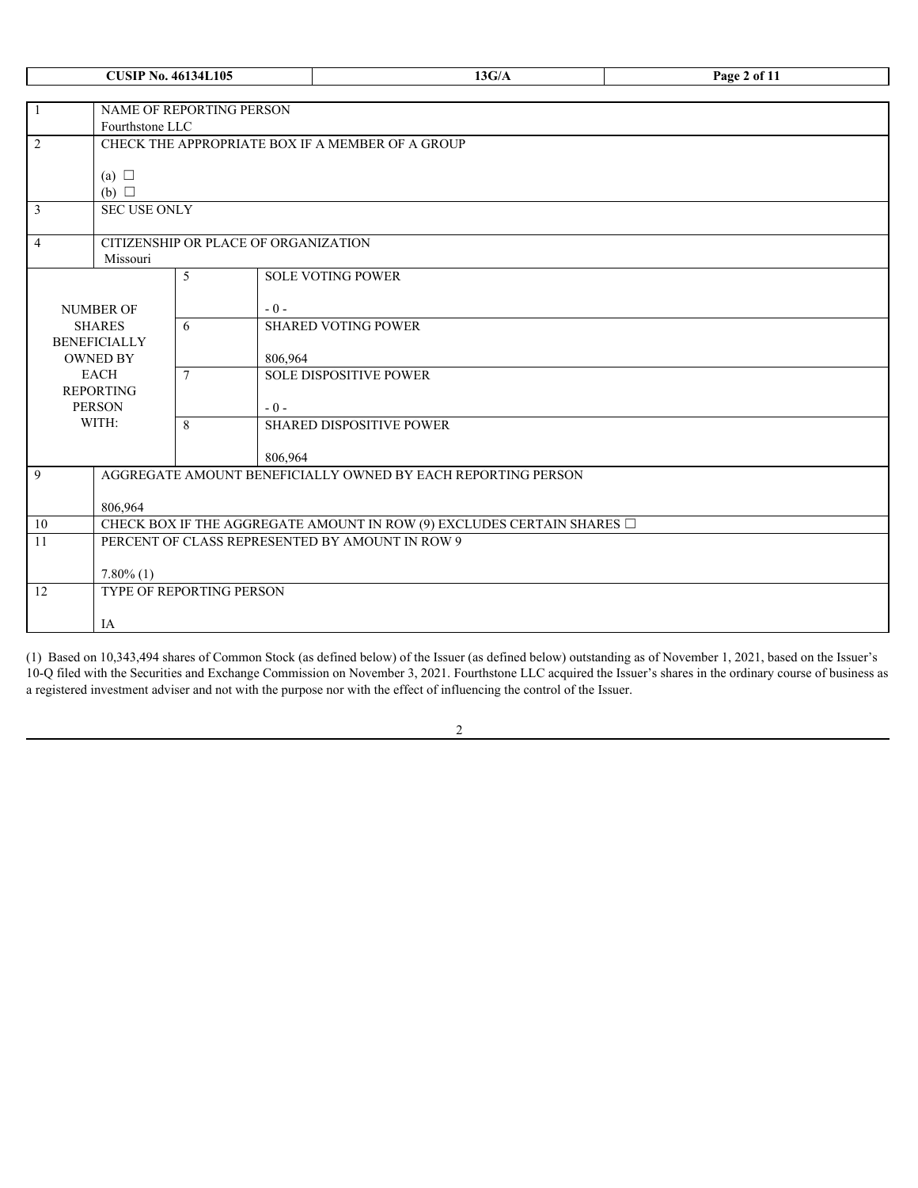| CUSIP No. 46134L105 | 13G/A | |
|---|---|---|

| | | | |
|---|---|---|---|
| 1 | NAME OF REPORTING PERSON<br>Fourthstone LLC | | |
| 2 | CHECK THE APPROPRIATE BOX IF A MEMBER OF A GROUP<br><br>(a) ☐<br>(b) ☐ | | |
| 3 | SEC USE ONLY | | |
| 4 | CITIZENSHIP OR PLACE OF ORGANIZATION<br>Missouri | | |
| NUMBER OF SHARES BENEFICIALLY OWNED BY EACH REPORTING PERSON WITH: | | 5 | SOLE VOTING POWER<br><br>- 0 - |
| | | 6 | SHARED VOTING POWER<br><br>806,964 |
| | | 7 | SOLE DISPOSITIVE POWER<br><br>- 0 - |
| | | 8 | SHARED DISPOSITIVE POWER<br><br>806,964 |
| 9 | AGGREGATE AMOUNT BENEFICIALLY OWNED BY EACH REPORTING PERSON<br><br>806,964 | | |
| 10 | CHECK BOX IF THE AGGREGATE AMOUNT IN ROW (9) EXCLUDES CERTAIN SHARES ☐ | | |
| 11 | PERCENT OF CLASS REPRESENTED BY AMOUNT IN ROW 9<br><br>7.80% (1) | | |
| 12 | TYPE OF REPORTING PERSON<br><br>IA | | |

(1) Based on 10,343,494 shares of Common Stock (as defined below) of the Issuer (as defined below) outstanding as of November 1, 2021, based on the Issuer's 10-Q filed with the Securities and Exchange Commission on November 3, 2021. Fourthstone LLC acquired the Issuer's shares in the ordinary course of business as a registered investment adviser and not with the purpose nor with the effect of influencing the control of the Issuer.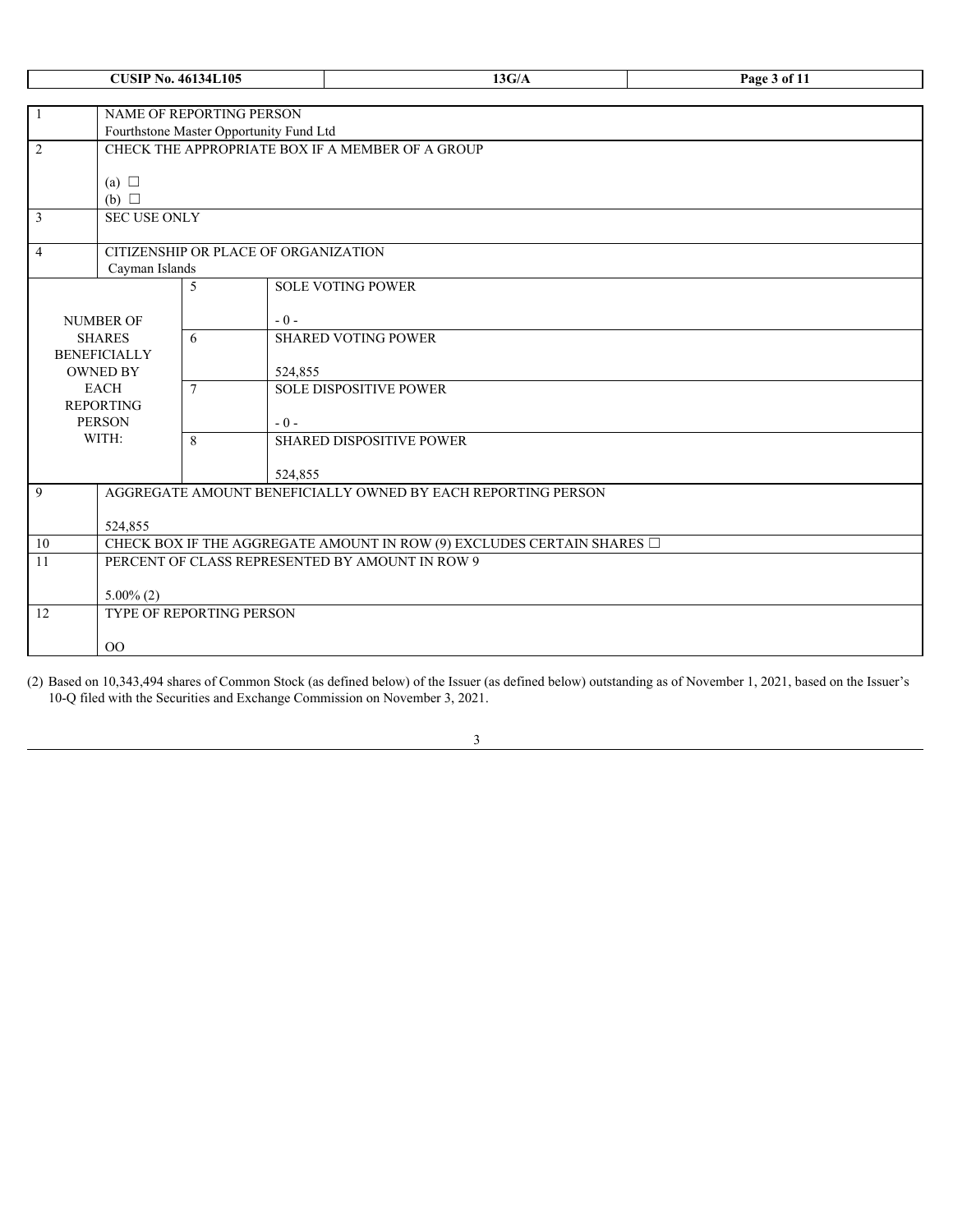| CUSIP No. 46134L105 | 13G/A | Page 3 of 11 |
|---|---|---|

| | | | |
|---|---|---|---|
| 1 | NAME OF REPORTING PERSON<br>Fourthstone Master Opportunity Fund Ltd | | |
| 2 | CHECK THE APPROPRIATE BOX IF A MEMBER OF A GROUP<br><br>(a) ☐<br>(b) ☐ | | |
| 3 | SEC USE ONLY | | |
| 4 | CITIZENSHIP OR PLACE OF ORGANIZATION<br>Cayman Islands | | |
| NUMBER OF SHARES BENEFICIALLY OWNED BY EACH REPORTING PERSON WITH: | | 5 | SOLE VOTING POWER<br><br>- 0 - |
| | | 6 | SHARED VOTING POWER<br><br>524,855 |
| | | 7 | SOLE DISPOSITIVE POWER<br><br>- 0 - |
| | | 8 | SHARED DISPOSITIVE POWER<br><br>524,855 |
| 9 | AGGREGATE AMOUNT BENEFICIALLY OWNED BY EACH REPORTING PERSON<br><br>524,855 | | |
| 10 | CHECK BOX IF THE AGGREGATE AMOUNT IN ROW (9) EXCLUDES CERTAIN SHARES ☐ | | |
| 11 | PERCENT OF CLASS REPRESENTED BY AMOUNT IN ROW 9<br><br>5.00% (2) | | |
| 12 | TYPE OF REPORTING PERSON<br><br>OO | | |

(2) Based on 10,343,494 shares of Common Stock (as defined below) of the Issuer (as defined below) outstanding as of November 1, 2021, based on the Issuer's 10-Q filed with the Securities and Exchange Commission on November 3, 2021.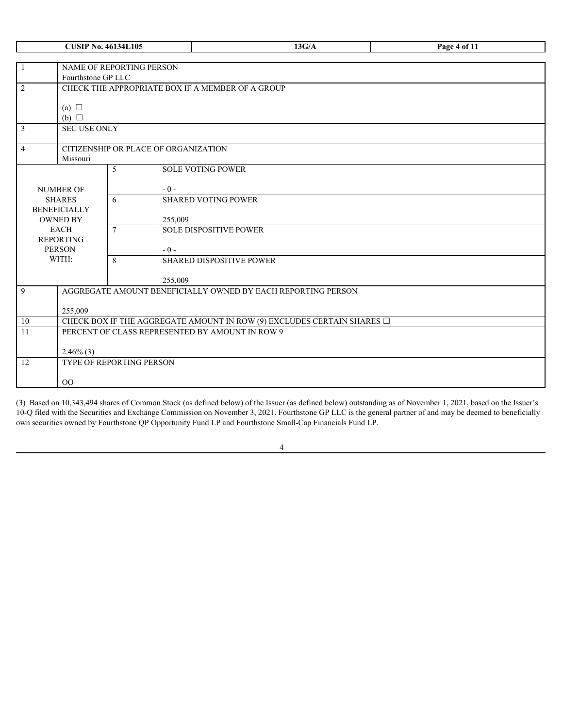| CUSIP No. 46134L105 | 13G/A |
| --- | --- |

| | | | |
| --- | --- | --- | --- |
| 1 | NAME OF REPORTING PERSON<br>Fourthstone GP LLC | | |
| 2 | CHECK THE APPROPRIATE BOX IF A MEMBER OF A GROUP<br><br>(a) ☐<br>(b) ☐ | | |
| 3 | SEC USE ONLY | | |
| 4 | CITIZENSHIP OR PLACE OF ORGANIZATION<br>Missouri | | |
| NUMBER OF SHARES BENEFICIALLY OWNED BY EACH REPORTING PERSON WITH: | | 5 | SOLE VOTING POWER<br><br>- 0 - |
| | | 6 | SHARED VOTING POWER<br><br>255,009 |
| | | 7 | SOLE DISPOSITIVE POWER<br><br>- 0 - |
| | | 8 | SHARED DISPOSITIVE POWER<br><br>255,009 |
| 9 | AGGREGATE AMOUNT BENEFICIALLY OWNED BY EACH REPORTING PERSON<br><br>255,009 | | |
| 10 | CHECK BOX IF THE AGGREGATE AMOUNT IN ROW (9) EXCLUDES CERTAIN SHARES ☐ | | |
| 11 | PERCENT OF CLASS REPRESENTED BY AMOUNT IN ROW 9<br><br>2.46% (3) | | |
| 12 | TYPE OF REPORTING PERSON<br><br>OO | | |

(3) Based on 10,343,494 shares of Common Stock (as defined below) of the Issuer (as defined below) outstanding as of November 1, 2021, based on the Issuer's 10-Q filed with the Securities and Exchange Commission on November 3, 2021. Fourthstone GP LLC is the general partner of and may be deemed to beneficially own securities owned by Fourthstone QP Opportunity Fund LP and Fourthstone Small-Cap Financials Fund LP.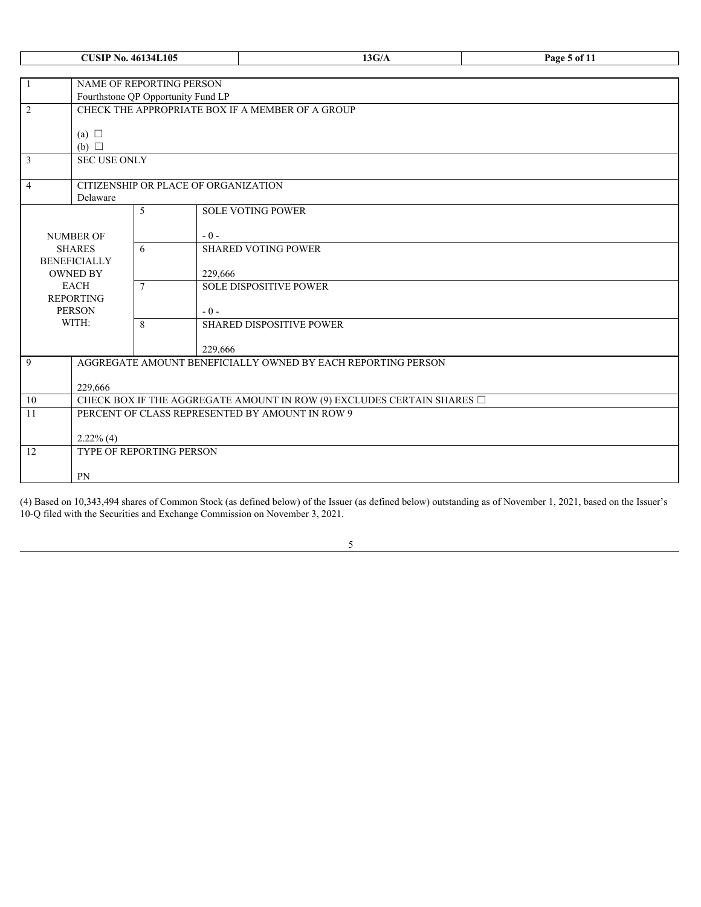| CUSIP No. 46134L105 | 13G/A | Page 5 of 11 |
| --- | --- | --- |

| | | | |
| --- | --- | --- | --- |
| 1 | NAME OF REPORTING PERSON<br>Fourthstone QP Opportunity Fund LP | | |
| 2 | CHECK THE APPROPRIATE BOX IF A MEMBER OF A GROUP<br><br>(a) ☐<br>(b) ☐ | | |
| 3 | SEC USE ONLY | | |
| 4 | CITIZENSHIP OR PLACE OF ORGANIZATION<br>Delaware | | |
| NUMBER OF SHARES BENEFICIALLY OWNED BY EACH REPORTING PERSON WITH: | 5 | SOLE VOTING POWER<br><br>- 0 - | |
| | 6 | SHARED VOTING POWER<br><br>229,666 | |
| | 7 | SOLE DISPOSITIVE POWER<br><br>- 0 - | |
| | 8 | SHARED DISPOSITIVE POWER<br><br>229,666 | |
| 9 | AGGREGATE AMOUNT BENEFICIALLY OWNED BY EACH REPORTING PERSON<br><br>229,666 | | |
| 10 | CHECK BOX IF THE AGGREGATE AMOUNT IN ROW (9) EXCLUDES CERTAIN SHARES ☐ | | |
| 11 | PERCENT OF CLASS REPRESENTED BY AMOUNT IN ROW 9<br><br>2.22% (4) | | |
| 12 | TYPE OF REPORTING PERSON<br><br>PN | | |

(4) Based on 10,343,494 shares of Common Stock (as defined below) of the Issuer (as defined below) outstanding as of November 1, 2021, based on the Issuer's 10-Q filed with the Securities and Exchange Commission on November 3, 2021.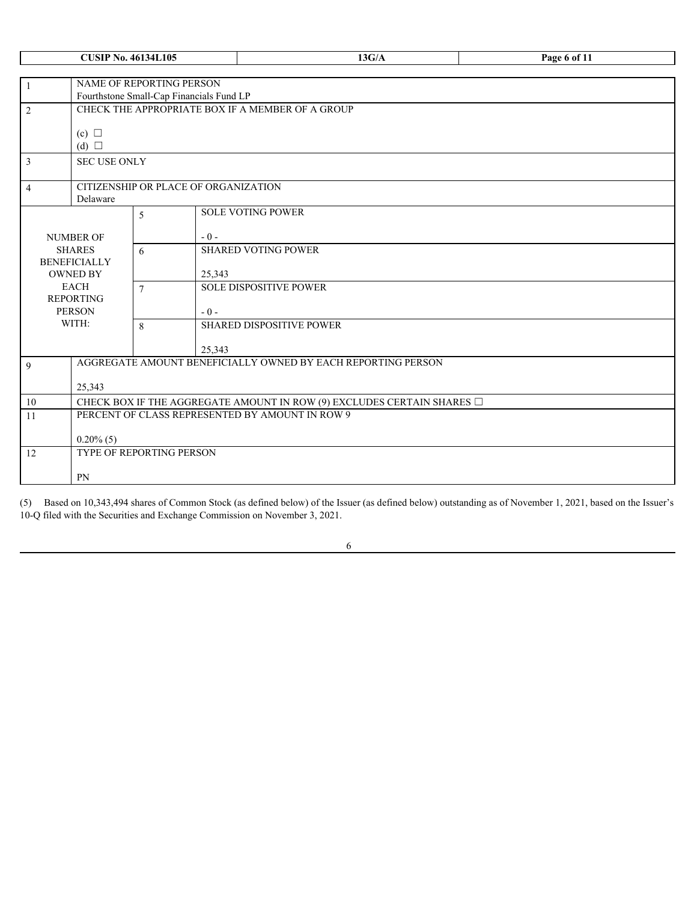| CUSIP No. 46134L105 | 13G/A |
|---|---|

| | | | |
|---|---|---|---|
| 1 | NAME OF REPORTING PERSON<br>Fourthstone Small-Cap Financials Fund LP | | |
| 2 | CHECK THE APPROPRIATE BOX IF A MEMBER OF A GROUP<br><br>(c) ☐<br>(d) ☐ | | |
| 3 | SEC USE ONLY | | |
| 4 | CITIZENSHIP OR PLACE OF ORGANIZATION<br>Delaware | | |
| NUMBER OF SHARES BENEFICIALLY OWNED BY EACH REPORTING PERSON WITH: | 5 | SOLE VOTING POWER<br><br>- 0 - | |
| | 6 | SHARED VOTING POWER<br><br>25,343 | |
| | 7 | SOLE DISPOSITIVE POWER<br><br>- 0 - | |
| | 8 | SHARED DISPOSITIVE POWER<br><br>25,343 | |
| 9 | AGGREGATE AMOUNT BENEFICIALLY OWNED BY EACH REPORTING PERSON<br><br>25,343 | | |
| 10 | CHECK BOX IF THE AGGREGATE AMOUNT IN ROW (9) EXCLUDES CERTAIN SHARES ☐ | | |
| 11 | PERCENT OF CLASS REPRESENTED BY AMOUNT IN ROW 9<br><br>0.20% (5) | | |
| 12 | TYPE OF REPORTING PERSON<br><br>PN | | |

(5) Based on 10,343,494 shares of Common Stock (as defined below) of the Issuer (as defined below) outstanding as of November 1, 2021, based on the Issuer's 10-Q filed with the Securities and Exchange Commission on November 3, 2021.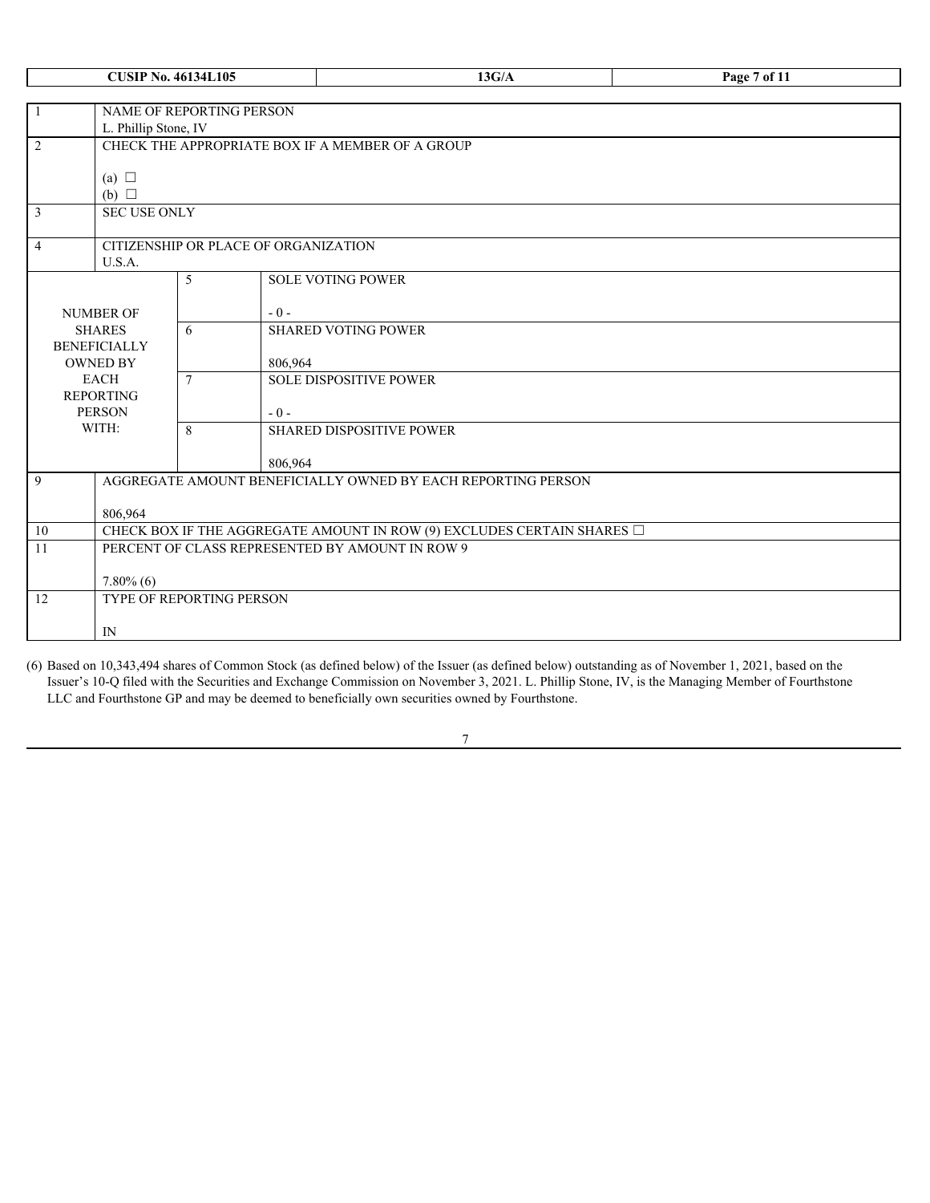| CUSIP No. 46134L105 | 13G/A | |
| --- | --- | --- |

| | | | |
| --- | --- | --- | --- |
| 1 | NAME OF REPORTING PERSON<br>L. Phillip Stone, IV | | |
| 2 | CHECK THE APPROPRIATE BOX IF A MEMBER OF A GROUP<br><br>(a) ☐<br>(b) ☐ | | |
| 3 | SEC USE ONLY | | |
| 4 | CITIZENSHIP OR PLACE OF ORGANIZATION<br>U.S.A. | | |
| NUMBER OF SHARES BENEFICIALLY OWNED BY EACH REPORTING PERSON WITH: | | 5 | SOLE VOTING POWER<br><br>- 0 - |
| | | 6 | SHARED VOTING POWER<br><br>806,964 |
| | | 7 | SOLE DISPOSITIVE POWER<br><br>- 0 - |
| | | 8 | SHARED DISPOSITIVE POWER<br><br>806,964 |
| 9 | AGGREGATE AMOUNT BENEFICIALLY OWNED BY EACH REPORTING PERSON<br><br>806,964 | | |
| 10 | CHECK BOX IF THE AGGREGATE AMOUNT IN ROW (9) EXCLUDES CERTAIN SHARES ☐ | | |
| 11 | PERCENT OF CLASS REPRESENTED BY AMOUNT IN ROW 9<br><br>7.80% (6) | | |
| 12 | TYPE OF REPORTING PERSON<br><br>IN | | |

(6) Based on 10,343,494 shares of Common Stock (as defined below) of the Issuer (as defined below) outstanding as of November 1, 2021, based on the Issuer's 10-Q filed with the Securities and Exchange Commission on November 3, 2021. L. Phillip Stone, IV, is the Managing Member of Fourthstone LLC and Fourthstone GP and may be deemed to beneficially own securities owned by Fourthstone.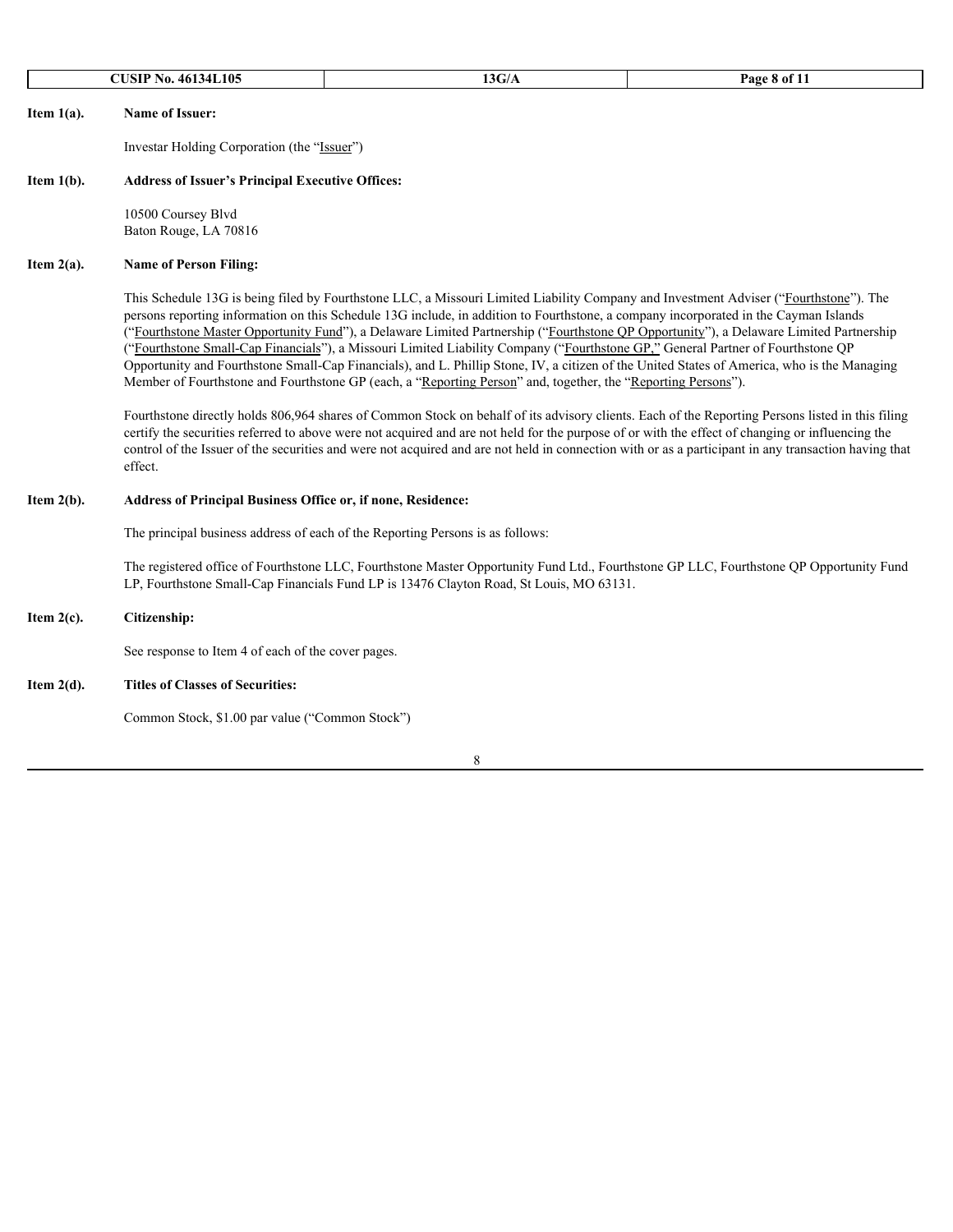**Item 1(a).** **Name of Issuer:**

Investar Holding Corporation (the "Issuer")

**Item 1(b).** **Address of Issuer's Principal Executive Offices:**

10500 Coursey Blvd
Baton Rouge, LA 70816

**Item 2(a).** **Name of Person Filing:**

This Schedule 13G is being filed by Fourthstone LLC, a Missouri Limited Liability Company and Investment Adviser ("Fourthstone"). The persons reporting information on this Schedule 13G include, in addition to Fourthstone, a company incorporated in the Cayman Islands ("Fourthstone Master Opportunity Fund"), a Delaware Limited Partnership ("Fourthstone QP Opportunity"), a Delaware Limited Partnership ("Fourthstone Small-Cap Financials"), a Missouri Limited Liability Company ("Fourthstone GP," General Partner of Fourthstone QP Opportunity and Fourthstone Small-Cap Financials), and L. Phillip Stone, IV, a citizen of the United States of America, who is the Managing Member of Fourthstone and Fourthstone GP (each, a "Reporting Person" and, together, the "Reporting Persons").

Fourthstone directly holds 806,964 shares of Common Stock on behalf of its advisory clients. Each of the Reporting Persons listed in this filing certify the securities referred to above were not acquired and are not held for the purpose of or with the effect of changing or influencing the control of the Issuer of the securities and were not acquired and are not held in connection with or as a participant in any transaction having that effect.

**Item 2(b).** **Address of Principal Business Office or, if none, Residence:**

The principal business address of each of the Reporting Persons is as follows:

The registered office of Fourthstone LLC, Fourthstone Master Opportunity Fund Ltd., Fourthstone GP LLC, Fourthstone QP Opportunity Fund LP, Fourthstone Small-Cap Financials Fund LP is 13476 Clayton Road, St Louis, MO 63131.

**Item 2(c).** **Citizenship:**

See response to Item 4 of each of the cover pages.

**Item 2(d).** **Titles of Classes of Securities:**

Common Stock, $1.00 par value ("Common Stock")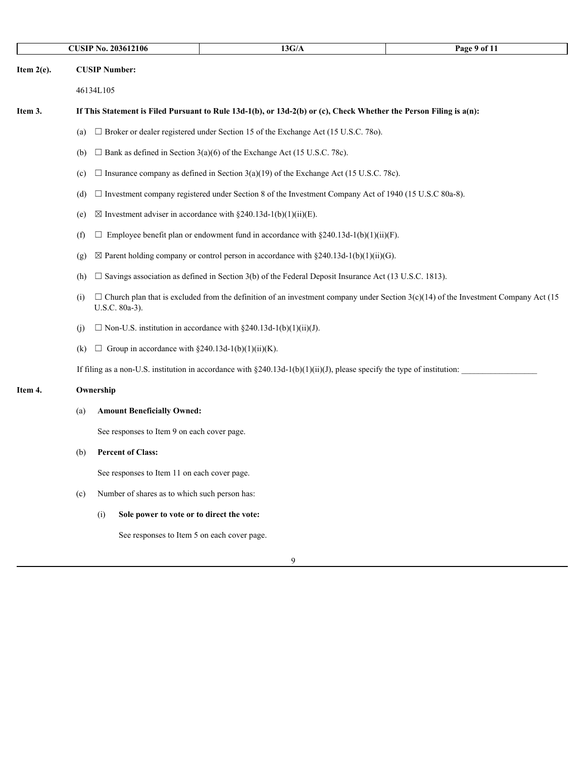**Item 2(e).** **CUSIP Number:**

46134L105

**Item 3.** **If This Statement is Filed Pursuant to Rule 13d-1(b), or 13d-2(b) or (c), Check Whether the Person Filing is a(n):**

(a) ☐ Broker or dealer registered under Section 15 of the Exchange Act (15 U.S.C. 78o).

(b) ☐ Bank as defined in Section 3(a)(6) of the Exchange Act (15 U.S.C. 78c).

(c) ☐ Insurance company as defined in Section 3(a)(19) of the Exchange Act (15 U.S.C. 78c).

(d) ☐ Investment company registered under Section 8 of the Investment Company Act of 1940 (15 U.S.C 80a-8).

(e) ☒ Investment adviser in accordance with §240.13d-1(b)(1)(ii)(E).

(f) ☐ Employee benefit plan or endowment fund in accordance with §240.13d-1(b)(1)(ii)(F).

(g) ☒ Parent holding company or control person in accordance with §240.13d-1(b)(1)(ii)(G).

(h) ☐ Savings association as defined in Section 3(b) of the Federal Deposit Insurance Act (13 U.S.C. 1813).

(i) ☐ Church plan that is excluded from the definition of an investment company under Section 3(c)(14) of the Investment Company Act (15 U.S.C. 80a-3).

(j) ☐ Non-U.S. institution in accordance with §240.13d-1(b)(1)(ii)(J).

(k) ☐ Group in accordance with §240.13d-1(b)(1)(ii)(K).

If filing as a non-U.S. institution in accordance with §240.13d-1(b)(1)(ii)(J), please specify the type of institution: \_\_\_\_\_\_\_\_\_\_\_\_\_\_\_\_\_\_

**Item 4.** **Ownership**

(a) **Amount Beneficially Owned:**

See responses to Item 9 on each cover page.

(b) **Percent of Class:**

See responses to Item 11 on each cover page.

(c) Number of shares as to which such person has:

(i) **Sole power to vote or to direct the vote:**

See responses to Item 5 on each cover page.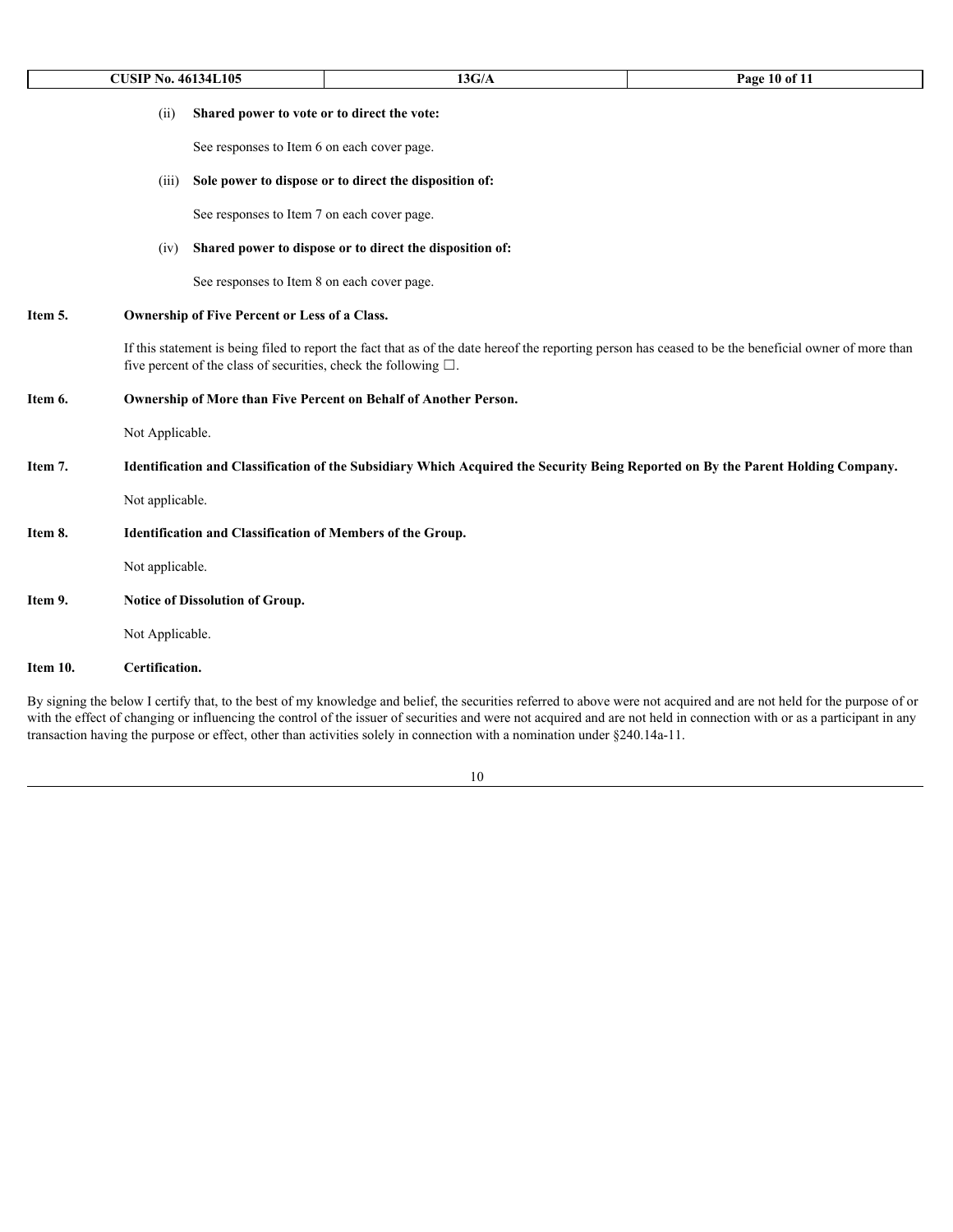(ii) **Shared power to vote or to direct the vote:**

See responses to Item 6 on each cover page.

(iii) **Sole power to dispose or to direct the disposition of:**

See responses to Item 7 on each cover page.

(iv) **Shared power to dispose or to direct the disposition of:**

See responses to Item 8 on each cover page.

**Item 5. Ownership of Five Percent or Less of a Class.**

If this statement is being filed to report the fact that as of the date hereof the reporting person has ceased to be the beneficial owner of more than five percent of the class of securities, check the following ☐.

**Item 6. Ownership of More than Five Percent on Behalf of Another Person.**

Not Applicable.

**Item 7. Identification and Classification of the Subsidiary Which Acquired the Security Being Reported on By the Parent Holding Company.**

Not applicable.

**Item 8. Identification and Classification of Members of the Group.**

Not applicable.

**Item 9. Notice of Dissolution of Group.**

Not Applicable.

**Item 10. Certification.**

By signing the below I certify that, to the best of my knowledge and belief, the securities referred to above were not acquired and are not held for the purpose of or with the effect of changing or influencing the control of the issuer of securities and were not acquired and are not held in connection with or as a participant in any transaction having the purpose or effect, other than activities solely in connection with a nomination under §240.14a-11.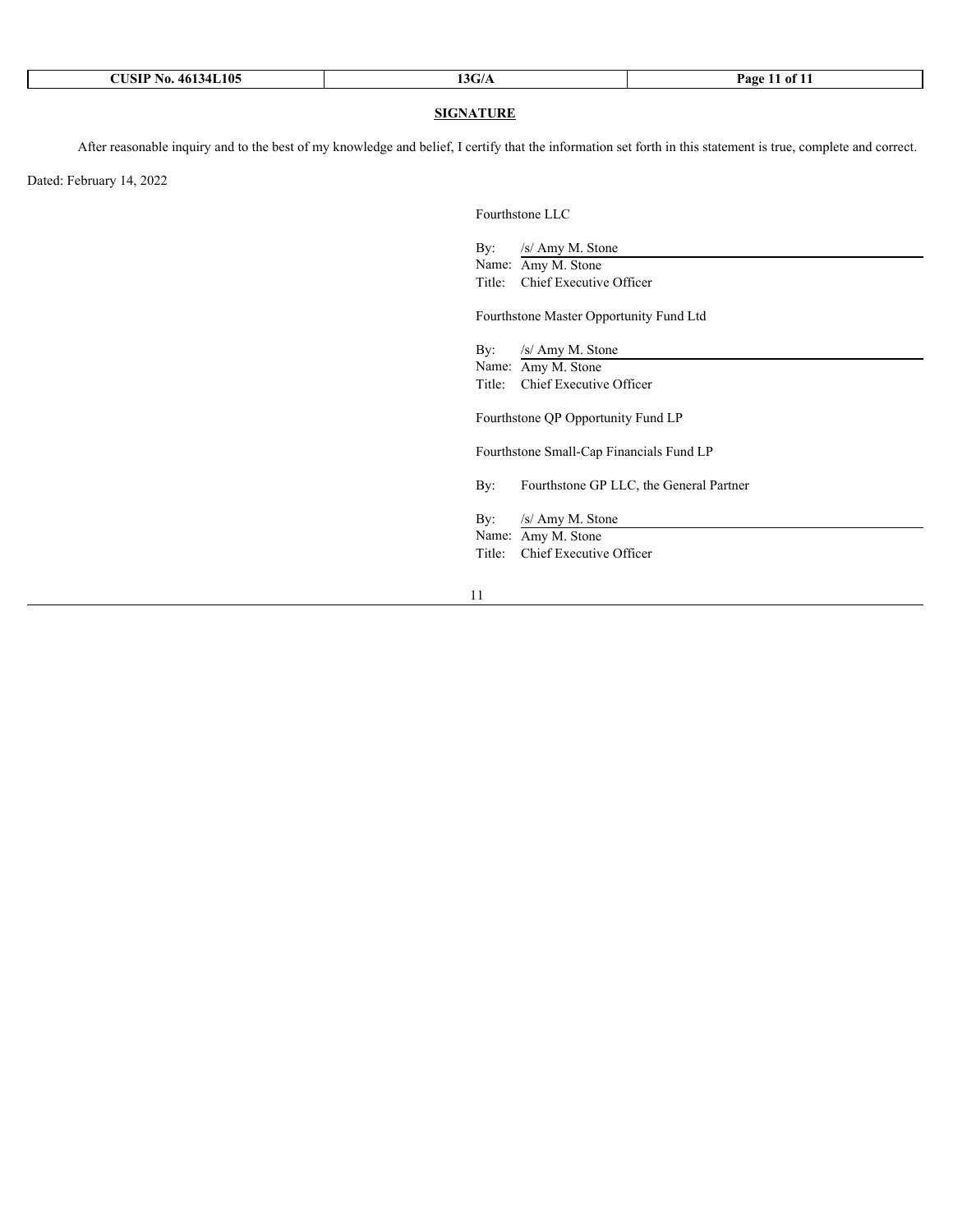## SIGNATURE

After reasonable inquiry and to the best of my knowledge and belief, I certify that the information set forth in this statement is true, complete and correct.

Dated: February 14, 2022

Fourthstone LLC

By: /s/ Amy M. Stone
Name: Amy M. Stone
Title: Chief Executive Officer

Fourthstone Master Opportunity Fund Ltd

By: /s/ Amy M. Stone
Name: Amy M. Stone
Title: Chief Executive Officer

Fourthstone QP Opportunity Fund LP

Fourthstone Small-Cap Financials Fund LP

By: Fourthstone GP LLC, the General Partner

By: /s/ Amy M. Stone
Name: Amy M. Stone
Title: Chief Executive Officer